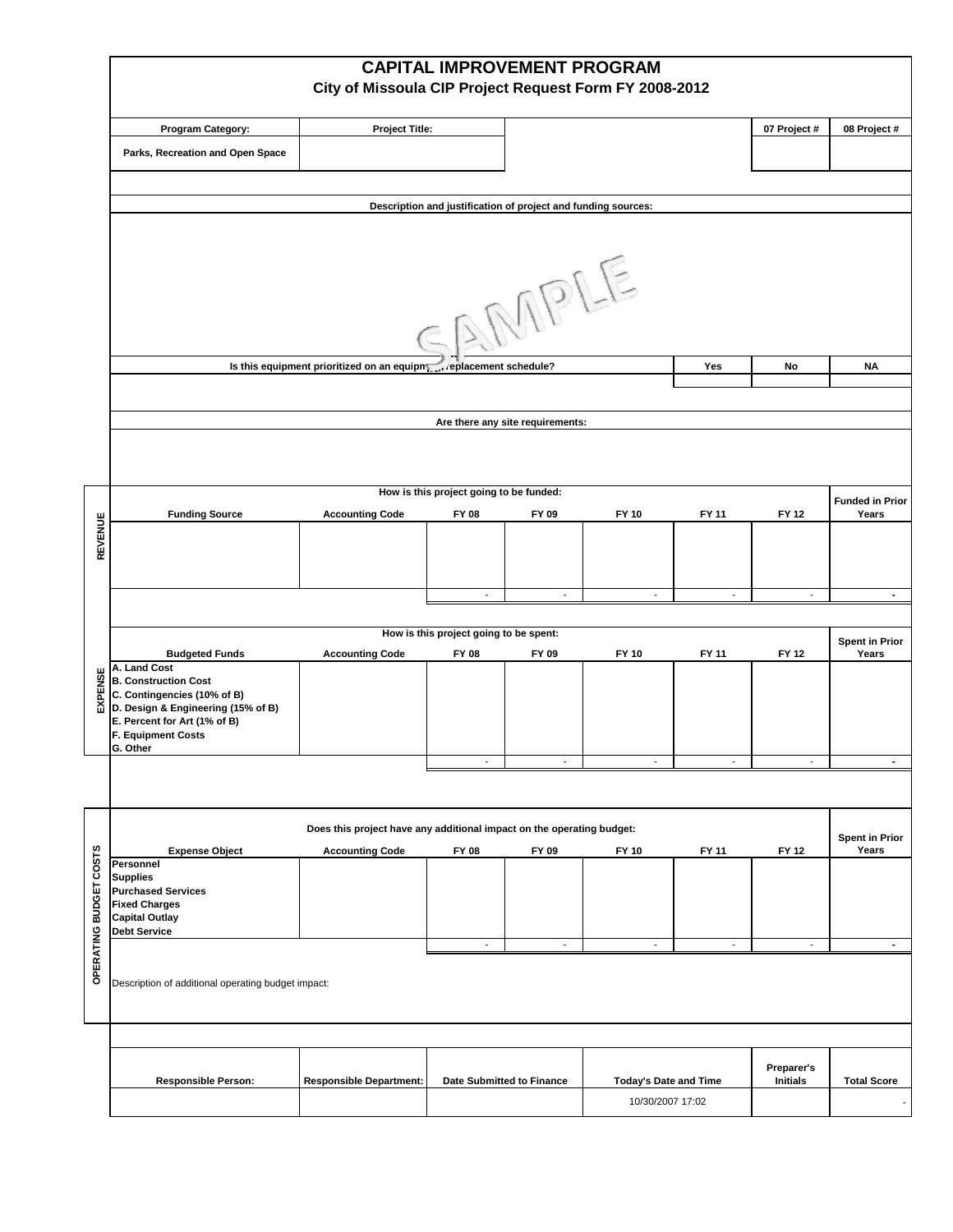# CAPITAL IMPROVEMENT PROGRAM

## City of Missoula CIP Project Request Form FY 2008-2012

| Program Category: | Project Title: | | 07 Project # | 08 Project # |
|---|---|---|---|---|
| Parks, Recreation and Open Space | | | | |

**Description and justification of project and funding sources:**

SAMPLE

| Is this equipment prioritized on an equipment replacement schedule? | Yes | No | NA |
|---|---|---|---|
| | | | |

**Are there any site requirements:**

### REVENUE

**How is this project going to be funded:**

| Funding Source | Accounting Code | FY 08 | FY 09 | FY 10 | FY 11 | FY 12 | Funded in Prior Years |
|---|---|---|---|---|---|---|---|
| | | | | | | | |
| | | - | - | - | - | - | - |

### EXPENSE

**How is this project going to be spent:**

| Budgeted Funds | Accounting Code | FY 08 | FY 09 | FY 10 | FY 11 | FY 12 | Spent in Prior Years |
|---|---|---|---|---|---|---|---|
| A. Land Cost<br>B. Construction Cost<br>C. Contingencies (10% of B)<br>D. Design & Engineering (15% of B)<br>E. Percent for Art (1% of B)<br>F. Equipment Costs<br>G. Other | | | | | | | |
| | | - | - | - | - | - | - |

### OPERATING BUDGET COSTS

**Does this project have any additional impact on the operating budget:**

| Expense Object | Accounting Code | FY 08 | FY 09 | FY 10 | FY 11 | FY 12 | Spent in Prior Years |
|---|---|---|---|---|---|---|---|
| Personnel<br>Supplies<br>Purchased Services<br>Fixed Charges<br>Capital Outlay<br>Debt Service | | | | | | | |
| | | - | - | - | - | - | - |

Description of additional operating budget impact:

| Responsible Person: | Responsible Department: | Date Submitted to Finance | Today's Date and Time | Preparer's Initials | Total Score |
|---|---|---|---|---|---|
| | | | 10/30/2007 17:02 | | - |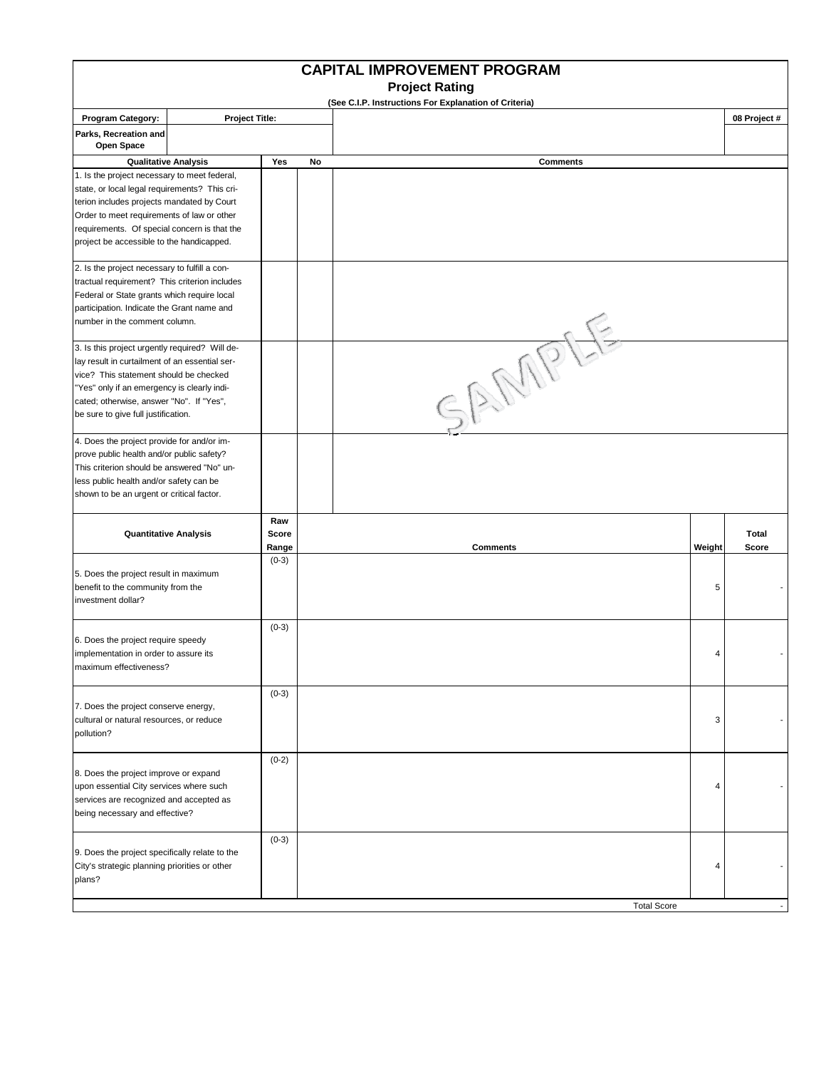# CAPITAL IMPROVEMENT PROGRAM

## Project Rating

**(See C.I.P. Instructions For Explanation of Criteria)**

| Program Category: | Project Title: | | 08 Project # |
|---|---|---|---|
| Parks, Recreation and Open Space | | | |

| Qualitative Analysis | Yes | No | Comments |
|---|---|---|---|
| 1. Is the project necessary to meet federal, state, or local legal requirements? This criterion includes projects mandated by Court Order to meet requirements of law or other requirements. Of special concern is that the project be accessible to the handicapped. | | | |
| 2. Is the project necessary to fulfill a contractual requirement? This criterion includes Federal or State grants which require local participation. Indicate the Grant name and number in the comment column. | | | |
| 3. Is this project urgently required? Will delay result in curtailment of an essential service? This statement should be checked "Yes" only if an emergency is clearly indicated; otherwise, answer "No". If "Yes", be sure to give full justification. | | | SAMPLE |
| 4. Does the project provide for and/or improve public health and/or public safety? This criterion should be answered "No" unless public health and/or safety can be shown to be an urgent or critical factor. | | | |

| Quantitative Analysis | Raw Score Range | Comments | Weight | Total Score |
|---|---|---|---|---|
| 5. Does the project result in maximum benefit to the community from the investment dollar? | (0-3) | | 5 | - |
| 6. Does the project require speedy implementation in order to assure its maximum effectiveness? | (0-3) | | 4 | - |
| 7. Does the project conserve energy, cultural or natural resources, or reduce pollution? | (0-3) | | 3 | - |
| 8. Does the project improve or expand upon essential City services where such services are recognized and accepted as being necessary and effective? | (0-2) | | 4 | - |
| 9. Does the project specifically relate to the City's strategic planning priorities or other plans? | (0-3) | | 4 | - |
| | | Total Score | | - |